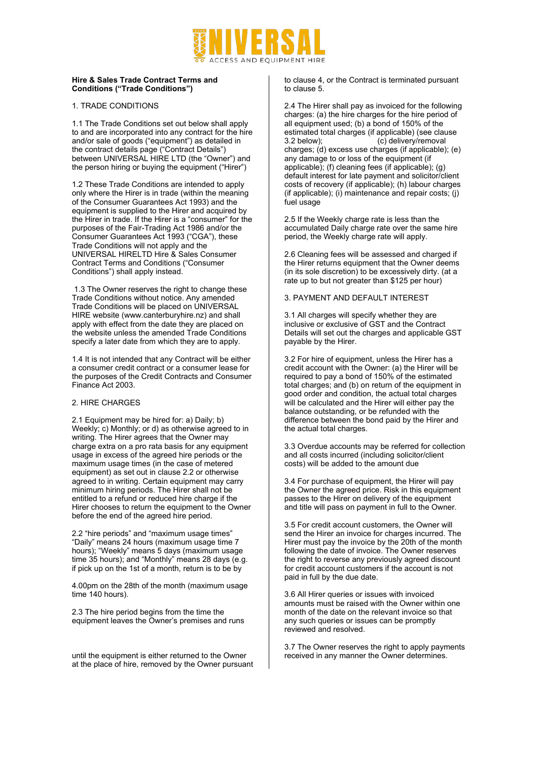UNIVERSAL ACCESS AND EQUIPMENT HIRE

**Hire & Sales Trade Contract Terms and Conditions ("Trade Conditions")**

1. TRADE CONDITIONS

1.1 The Trade Conditions set out below shall apply to and are incorporated into any contract for the hire and/or sale of goods ("equipment") as detailed in the contract details page ("Contract Details") between UNIVERSAL HIRE LTD (the "Owner") and the person hiring or buying the equipment ("Hirer")

1.2 These Trade Conditions are intended to apply only where the Hirer is in trade (within the meaning of the Consumer Guarantees Act 1993) and the equipment is supplied to the Hirer and acquired by the Hirer in trade. If the Hirer is a "consumer" for the purposes of the Fair-Trading Act 1986 and/or the Consumer Guarantees Act 1993 ("CGA"), these Trade Conditions will not apply and the UNIVERSAL HIRELTD Hire & Sales Consumer Contract Terms and Conditions ("Consumer Conditions") shall apply instead.

1.3 The Owner reserves the right to change these Trade Conditions without notice. Any amended Trade Conditions will be placed on UNIVERSAL HIRE website (www.canterburyhire.nz) and shall apply with effect from the date they are placed on the website unless the amended Trade Conditions specify a later date from which they are to apply.

1.4 It is not intended that any Contract will be either a consumer credit contract or a consumer lease for the purposes of the Credit Contracts and Consumer Finance Act 2003.

2. HIRE CHARGES

2.1 Equipment may be hired for: a) Daily; b) Weekly; c) Monthly; or d) as otherwise agreed to in writing. The Hirer agrees that the Owner may charge extra on a pro rata basis for any equipment usage in excess of the agreed hire periods or the maximum usage times (in the case of metered equipment) as set out in clause 2.2 or otherwise agreed to in writing. Certain equipment may carry minimum hiring periods. The Hirer shall not be entitled to a refund or reduced hire charge if the Hirer chooses to return the equipment to the Owner before the end of the agreed hire period.

2.2 "hire periods" and "maximum usage times" "Daily" means 24 hours (maximum usage time 7 hours); "Weekly" means 5 days (maximum usage time 35 hours); and "Monthly" means 28 days (e.g. if pick up on the 1st of a month, return is to be by 4.00pm on the 28th of the month (maximum usage time 140 hours).

2.3 The hire period begins from the time the equipment leaves the Owner's premises and runs until the equipment is either returned to the Owner at the place of hire, removed by the Owner pursuant to clause 4, or the Contract is terminated pursuant to clause 5.

2.4 The Hirer shall pay as invoiced for the following charges: (a) the hire charges for the hire period of all equipment used; (b) a bond of 150% of the estimated total charges (if applicable) (see clause 3.2 below); (c) delivery/removal charges; (d) excess use charges (if applicable); (e) any damage to or loss of the equipment (if applicable); (f) cleaning fees (if applicable); (g) default interest for late payment and solicitor/client costs of recovery (if applicable); (h) labour charges (if applicable); (i) maintenance and repair costs; (j) fuel usage

2.5 If the Weekly charge rate is less than the accumulated Daily charge rate over the same hire period, the Weekly charge rate will apply.

2.6 Cleaning fees will be assessed and charged if the Hirer returns equipment that the Owner deems (in its sole discretion) to be excessively dirty. (at a rate up to but not greater than $125 per hour)

3. PAYMENT AND DEFAULT INTEREST

3.1 All charges will specify whether they are inclusive or exclusive of GST and the Contract Details will set out the charges and applicable GST payable by the Hirer.

3.2 For hire of equipment, unless the Hirer has a credit account with the Owner: (a) the Hirer will be required to pay a bond of 150% of the estimated total charges; and (b) on return of the equipment in good order and condition, the actual total charges will be calculated and the Hirer will either pay the balance outstanding, or be refunded with the difference between the bond paid by the Hirer and the actual total charges.

3.3 Overdue accounts may be referred for collection and all costs incurred (including solicitor/client costs) will be added to the amount due

3.4 For purchase of equipment, the Hirer will pay the Owner the agreed price. Risk in this equipment passes to the Hirer on delivery of the equipment and title will pass on payment in full to the Owner.

3.5 For credit account customers, the Owner will send the Hirer an invoice for charges incurred. The Hirer must pay the invoice by the 20th of the month following the date of invoice. The Owner reserves the right to reverse any previously agreed discount for credit account customers if the account is not paid in full by the due date.

3.6 All Hirer queries or issues with invoiced amounts must be raised with the Owner within one month of the date on the relevant invoice so that any such queries or issues can be promptly reviewed and resolved.

3.7 The Owner reserves the right to apply payments received in any manner the Owner determines.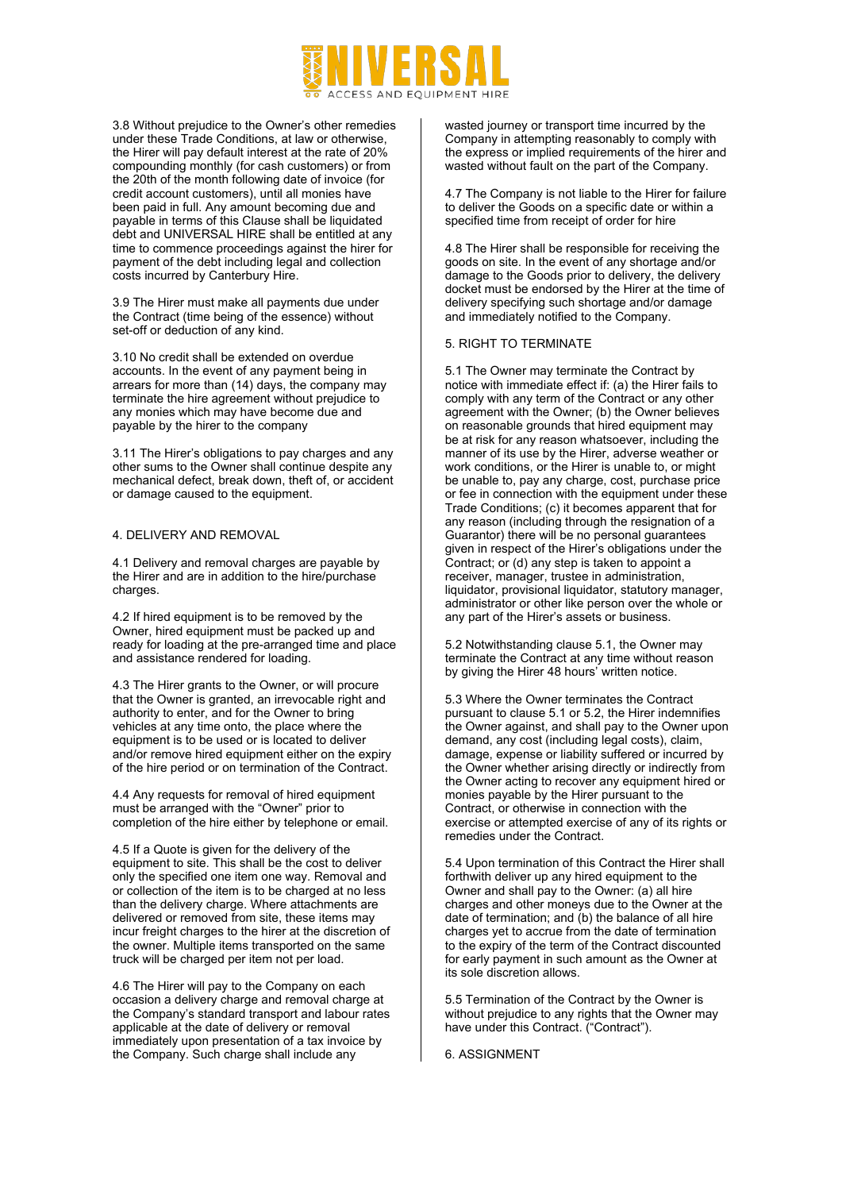3.8 Without prejudice to the Owner's other remedies under these Trade Conditions, at law or otherwise, the Hirer will pay default interest at the rate of 20% compounding monthly (for cash customers) or from the 20th of the month following date of invoice (for credit account customers), until all monies have been paid in full. Any amount becoming due and payable in terms of this Clause shall be liquidated debt and UNIVERSAL HIRE shall be entitled at any time to commence proceedings against the hirer for payment of the debt including legal and collection costs incurred by Canterbury Hire.

3.9 The Hirer must make all payments due under the Contract (time being of the essence) without set-off or deduction of any kind.

3.10 No credit shall be extended on overdue accounts. In the event of any payment being in arrears for more than (14) days, the company may terminate the hire agreement without prejudice to any monies which may have become due and payable by the hirer to the company

3.11 The Hirer's obligations to pay charges and any other sums to the Owner shall continue despite any mechanical defect, break down, theft of, or accident or damage caused to the equipment.

## 4. DELIVERY AND REMOVAL

4.1 Delivery and removal charges are payable by the Hirer and are in addition to the hire/purchase charges.

4.2 If hired equipment is to be removed by the Owner, hired equipment must be packed up and ready for loading at the pre-arranged time and place and assistance rendered for loading.

4.3 The Hirer grants to the Owner, or will procure that the Owner is granted, an irrevocable right and authority to enter, and for the Owner to bring vehicles at any time onto, the place where the equipment is to be used or is located to deliver and/or remove hired equipment either on the expiry of the hire period or on termination of the Contract.

4.4 Any requests for removal of hired equipment must be arranged with the "Owner" prior to completion of the hire either by telephone or email.

4.5 If a Quote is given for the delivery of the equipment to site. This shall be the cost to deliver only the specified one item one way. Removal and or collection of the item is to be charged at no less than the delivery charge. Where attachments are delivered or removed from site, these items may incur freight charges to the hirer at the discretion of the owner. Multiple items transported on the same truck will be charged per item not per load.

4.6 The Hirer will pay to the Company on each occasion a delivery charge and removal charge at the Company's standard transport and labour rates applicable at the date of delivery or removal immediately upon presentation of a tax invoice by the Company. Such charge shall include any wasted journey or transport time incurred by the Company in attempting reasonably to comply with the express or implied requirements of the hirer and wasted without fault on the part of the Company.

4.7 The Company is not liable to the Hirer for failure to deliver the Goods on a specific date or within a specified time from receipt of order for hire

4.8 The Hirer shall be responsible for receiving the goods on site. In the event of any shortage and/or damage to the Goods prior to delivery, the delivery docket must be endorsed by the Hirer at the time of delivery specifying such shortage and/or damage and immediately notified to the Company.

## 5. RIGHT TO TERMINATE

5.1 The Owner may terminate the Contract by notice with immediate effect if: (a) the Hirer fails to comply with any term of the Contract or any other agreement with the Owner; (b) the Owner believes on reasonable grounds that hired equipment may be at risk for any reason whatsoever, including the manner of its use by the Hirer, adverse weather or work conditions, or the Hirer is unable to, or might be unable to, pay any charge, cost, purchase price or fee in connection with the equipment under these Trade Conditions; (c) it becomes apparent that for any reason (including through the resignation of a Guarantor) there will be no personal guarantees given in respect of the Hirer's obligations under the Contract; or (d) any step is taken to appoint a receiver, manager, trustee in administration, liquidator, provisional liquidator, statutory manager, administrator or other like person over the whole or any part of the Hirer's assets or business.

5.2 Notwithstanding clause 5.1, the Owner may terminate the Contract at any time without reason by giving the Hirer 48 hours' written notice.

5.3 Where the Owner terminates the Contract pursuant to clause 5.1 or 5.2, the Hirer indemnifies the Owner against, and shall pay to the Owner upon demand, any cost (including legal costs), claim, damage, expense or liability suffered or incurred by the Owner whether arising directly or indirectly from the Owner acting to recover any equipment hired or monies payable by the Hirer pursuant to the Contract, or otherwise in connection with the exercise or attempted exercise of any of its rights or remedies under the Contract.

5.4 Upon termination of this Contract the Hirer shall forthwith deliver up any hired equipment to the Owner and shall pay to the Owner: (a) all hire charges and other moneys due to the Owner at the date of termination; and (b) the balance of all hire charges yet to accrue from the date of termination to the expiry of the term of the Contract discounted for early payment in such amount as the Owner at its sole discretion allows.

5.5 Termination of the Contract by the Owner is without prejudice to any rights that the Owner may have under this Contract. ("Contract").

## 6. ASSIGNMENT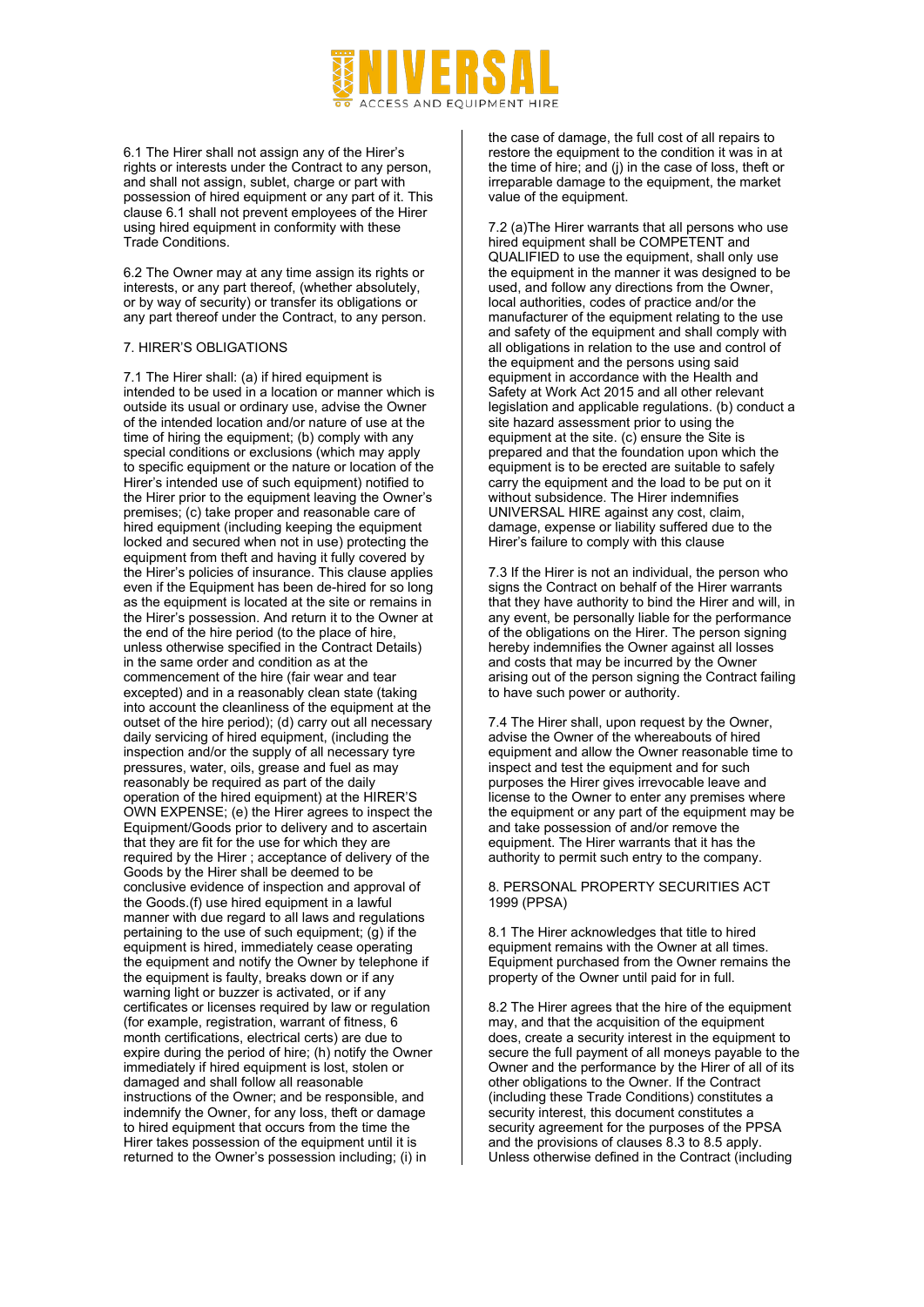6.1 The Hirer shall not assign any of the Hirer's rights or interests under the Contract to any person, and shall not assign, sublet, charge or part with possession of hired equipment or any part of it. This clause 6.1 shall not prevent employees of the Hirer using hired equipment in conformity with these Trade Conditions.

6.2 The Owner may at any time assign its rights or interests, or any part thereof, (whether absolutely, or by way of security) or transfer its obligations or any part thereof under the Contract, to any person.

## 7. HIRER'S OBLIGATIONS

7.1 The Hirer shall: (a) if hired equipment is intended to be used in a location or manner which is outside its usual or ordinary use, advise the Owner of the intended location and/or nature of use at the time of hiring the equipment; (b) comply with any special conditions or exclusions (which may apply to specific equipment or the nature or location of the Hirer's intended use of such equipment) notified to the Hirer prior to the equipment leaving the Owner's premises; (c) take proper and reasonable care of hired equipment (including keeping the equipment locked and secured when not in use) protecting the equipment from theft and having it fully covered by the Hirer's policies of insurance. This clause applies even if the Equipment has been de-hired for so long as the equipment is located at the site or remains in the Hirer's possession. And return it to the Owner at the end of the hire period (to the place of hire, unless otherwise specified in the Contract Details) in the same order and condition as at the commencement of the hire (fair wear and tear excepted) and in a reasonably clean state (taking into account the cleanliness of the equipment at the outset of the hire period); (d) carry out all necessary daily servicing of hired equipment, (including the inspection and/or the supply of all necessary tyre pressures, water, oils, grease and fuel as may reasonably be required as part of the daily operation of the hired equipment) at the HIRER'S OWN EXPENSE; (e) the Hirer agrees to inspect the Equipment/Goods prior to delivery and to ascertain that they are fit for the use for which they are required by the Hirer ; acceptance of delivery of the Goods by the Hirer shall be deemed to be conclusive evidence of inspection and approval of the Goods.(f) use hired equipment in a lawful manner with due regard to all laws and regulations pertaining to the use of such equipment; (g) if the equipment is hired, immediately cease operating the equipment and notify the Owner by telephone if the equipment is faulty, breaks down or if any warning light or buzzer is activated, or if any certificates or licenses required by law or regulation (for example, registration, warrant of fitness, 6 month certifications, electrical certs) are due to expire during the period of hire; (h) notify the Owner immediately if hired equipment is lost, stolen or damaged and shall follow all reasonable instructions of the Owner; and be responsible, and indemnify the Owner, for any loss, theft or damage to hired equipment that occurs from the time the Hirer takes possession of the equipment until it is returned to the Owner's possession including; (i) in the case of damage, the full cost of all repairs to restore the equipment to the condition it was in at the time of hire; and (j) in the case of loss, theft or irreparable damage to the equipment, the market value of the equipment.

7.2 (a)The Hirer warrants that all persons who use hired equipment shall be COMPETENT and QUALIFIED to use the equipment, shall only use the equipment in the manner it was designed to be used, and follow any directions from the Owner, local authorities, codes of practice and/or the manufacturer of the equipment relating to the use and safety of the equipment and shall comply with all obligations in relation to the use and control of the equipment and the persons using said equipment in accordance with the Health and Safety at Work Act 2015 and all other relevant legislation and applicable regulations. (b) conduct a site hazard assessment prior to using the equipment at the site. (c) ensure the Site is prepared and that the foundation upon which the equipment is to be erected are suitable to safely carry the equipment and the load to be put on it without subsidence. The Hirer indemnifies UNIVERSAL HIRE against any cost, claim, damage, expense or liability suffered due to the Hirer's failure to comply with this clause

7.3 If the Hirer is not an individual, the person who signs the Contract on behalf of the Hirer warrants that they have authority to bind the Hirer and will, in any event, be personally liable for the performance of the obligations on the Hirer. The person signing hereby indemnifies the Owner against all losses and costs that may be incurred by the Owner arising out of the person signing the Contract failing to have such power or authority.

7.4 The Hirer shall, upon request by the Owner, advise the Owner of the whereabouts of hired equipment and allow the Owner reasonable time to inspect and test the equipment and for such purposes the Hirer gives irrevocable leave and license to the Owner to enter any premises where the equipment or any part of the equipment may be and take possession of and/or remove the equipment. The Hirer warrants that it has the authority to permit such entry to the company.

## 8. PERSONAL PROPERTY SECURITIES ACT 1999 (PPSA)

8.1 The Hirer acknowledges that title to hired equipment remains with the Owner at all times. Equipment purchased from the Owner remains the property of the Owner until paid for in full.

8.2 The Hirer agrees that the hire of the equipment may, and that the acquisition of the equipment does, create a security interest in the equipment to secure the full payment of all moneys payable to the Owner and the performance by the Hirer of all of its other obligations to the Owner. If the Contract (including these Trade Conditions) constitutes a security interest, this document constitutes a security agreement for the purposes of the PPSA and the provisions of clauses 8.3 to 8.5 apply. Unless otherwise defined in the Contract (including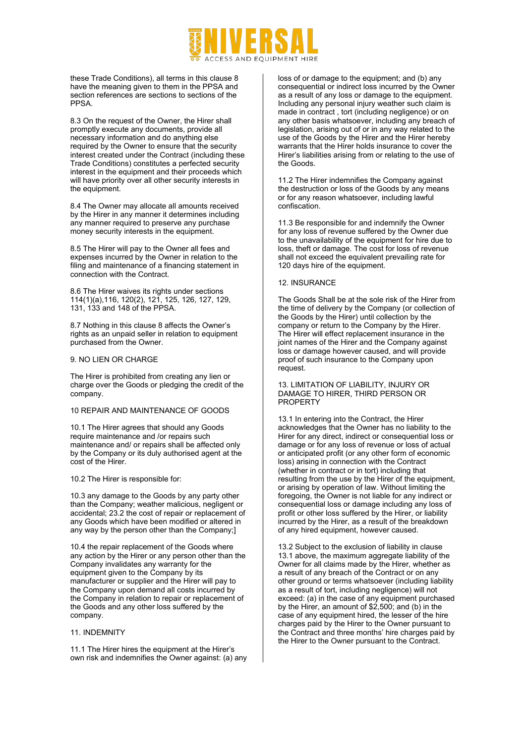these Trade Conditions), all terms in this clause 8 have the meaning given to them in the PPSA and section references are sections to sections of the PPSA.

8.3 On the request of the Owner, the Hirer shall promptly execute any documents, provide all necessary information and do anything else required by the Owner to ensure that the security interest created under the Contract (including these Trade Conditions) constitutes a perfected security interest in the equipment and their proceeds which will have priority over all other security interests in the equipment.

8.4 The Owner may allocate all amounts received by the Hirer in any manner it determines including any manner required to preserve any purchase money security interests in the equipment.

8.5 The Hirer will pay to the Owner all fees and expenses incurred by the Owner in relation to the filing and maintenance of a financing statement in connection with the Contract.

8.6 The Hirer waives its rights under sections 114(1)(a),116, 120(2), 121, 125, 126, 127, 129, 131, 133 and 148 of the PPSA.

8.7 Nothing in this clause 8 affects the Owner's rights as an unpaid seller in relation to equipment purchased from the Owner.

9. NO LIEN OR CHARGE

The Hirer is prohibited from creating any lien or charge over the Goods or pledging the credit of the company.

10 REPAIR AND MAINTENANCE OF GOODS

10.1 The Hirer agrees that should any Goods require maintenance and /or repairs such maintenance and/ or repairs shall be affected only by the Company or its duly authorised agent at the cost of the Hirer.

10.2 The Hirer is responsible for:

10.3 any damage to the Goods by any party other than the Company; weather malicious, negligent or accidental; 23.2 the cost of repair or replacement of any Goods which have been modified or altered in any way by the person other than the Company;]

10.4 the repair replacement of the Goods where any action by the Hirer or any person other than the Company invalidates any warranty for the equipment given to the Company by its manufacturer or supplier and the Hirer will pay to the Company upon demand all costs incurred by the Company in relation to repair or replacement of the Goods and any other loss suffered by the company.

11. INDEMNITY

11.1 The Hirer hires the equipment at the Hirer's own risk and indemnifies the Owner against: (a) any loss of or damage to the equipment; and (b) any consequential or indirect loss incurred by the Owner as a result of any loss or damage to the equipment. Including any personal injury weather such claim is made in contract , tort (including negligence) or on any other basis whatsoever, including any breach of legislation, arising out of or in any way related to the use of the Goods by the Hirer and the Hirer hereby warrants that the Hirer holds insurance to cover the Hirer's liabilities arising from or relating to the use of the Goods.

11.2 The Hirer indemnifies the Company against the destruction or loss of the Goods by any means or for any reason whatsoever, including lawful confiscation.

11.3 Be responsible for and indemnify the Owner for any loss of revenue suffered by the Owner due to the unavailability of the equipment for hire due to loss, theft or damage. The cost for loss of revenue shall not exceed the equivalent prevailing rate for 120 days hire of the equipment.

12. INSURANCE

The Goods Shall be at the sole risk of the Hirer from the time of delivery by the Company (or collection of the Goods by the Hirer) until collection by the company or return to the Company by the Hirer. The Hirer will effect replacement insurance in the joint names of the Hirer and the Company against loss or damage however caused, and will provide proof of such insurance to the Company upon request.

13. LIMITATION OF LIABILITY, INJURY OR DAMAGE TO HIRER, THIRD PERSON OR PROPERTY

13.1 In entering into the Contract, the Hirer acknowledges that the Owner has no liability to the Hirer for any direct, indirect or consequential loss or damage or for any loss of revenue or loss of actual or anticipated profit (or any other form of economic loss) arising in connection with the Contract (whether in contract or in tort) including that resulting from the use by the Hirer of the equipment, or arising by operation of law. Without limiting the foregoing, the Owner is not liable for any indirect or consequential loss or damage including any loss of profit or other loss suffered by the Hirer, or liability incurred by the Hirer, as a result of the breakdown of any hired equipment, however caused.

13.2 Subject to the exclusion of liability in clause 13.1 above, the maximum aggregate liability of the Owner for all claims made by the Hirer, whether as a result of any breach of the Contract or on any other ground or terms whatsoever (including liability as a result of tort, including negligence) will not exceed: (a) in the case of any equipment purchased by the Hirer, an amount of $2,500; and (b) in the case of any equipment hired, the lesser of the hire charges paid by the Hirer to the Owner pursuant to the Contract and three months' hire charges paid by the Hirer to the Owner pursuant to the Contract.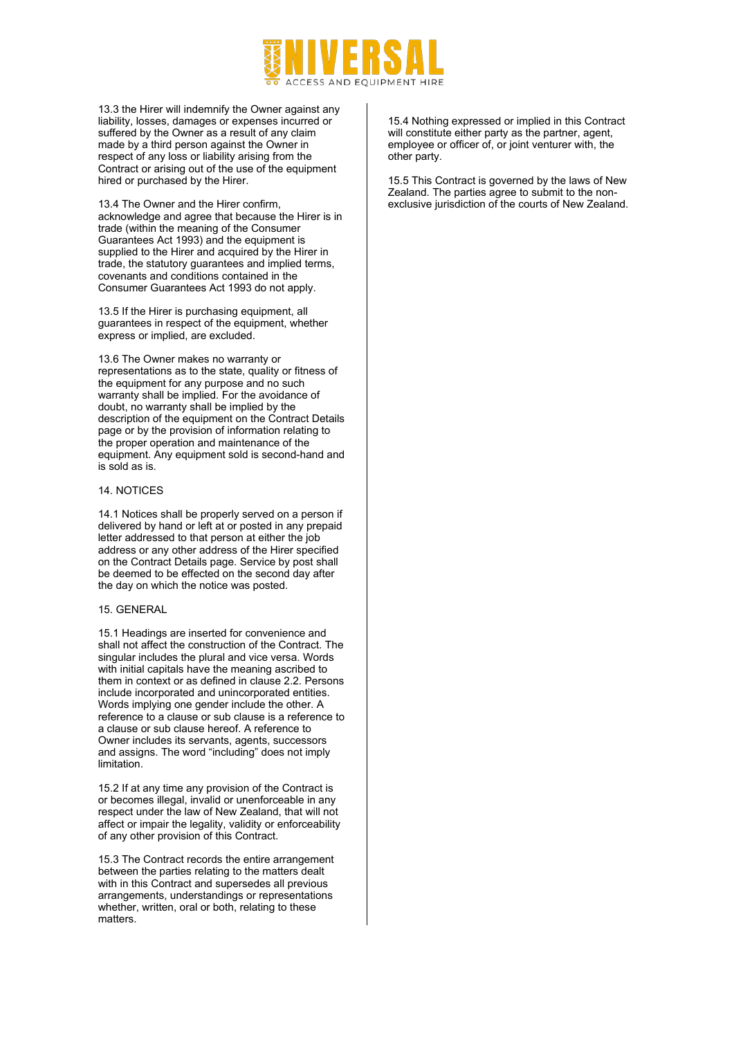13.3 the Hirer will indemnify the Owner against any liability, losses, damages or expenses incurred or suffered by the Owner as a result of any claim made by a third person against the Owner in respect of any loss or liability arising from the Contract or arising out of the use of the equipment hired or purchased by the Hirer.

13.4 The Owner and the Hirer confirm, acknowledge and agree that because the Hirer is in trade (within the meaning of the Consumer Guarantees Act 1993) and the equipment is supplied to the Hirer and acquired by the Hirer in trade, the statutory guarantees and implied terms, covenants and conditions contained in the Consumer Guarantees Act 1993 do not apply.

13.5 If the Hirer is purchasing equipment, all guarantees in respect of the equipment, whether express or implied, are excluded.

13.6 The Owner makes no warranty or representations as to the state, quality or fitness of the equipment for any purpose and no such warranty shall be implied. For the avoidance of doubt, no warranty shall be implied by the description of the equipment on the Contract Details page or by the provision of information relating to the proper operation and maintenance of the equipment. Any equipment sold is second-hand and is sold as is.

## 14. NOTICES

14.1 Notices shall be properly served on a person if delivered by hand or left at or posted in any prepaid letter addressed to that person at either the job address or any other address of the Hirer specified on the Contract Details page. Service by post shall be deemed to be effected on the second day after the day on which the notice was posted.

## 15. GENERAL

15.1 Headings are inserted for convenience and shall not affect the construction of the Contract. The singular includes the plural and vice versa. Words with initial capitals have the meaning ascribed to them in context or as defined in clause 2.2. Persons include incorporated and unincorporated entities. Words implying one gender include the other. A reference to a clause or sub clause is a reference to a clause or sub clause hereof. A reference to Owner includes its servants, agents, successors and assigns. The word "including" does not imply limitation.

15.2 If at any time any provision of the Contract is or becomes illegal, invalid or unenforceable in any respect under the law of New Zealand, that will not affect or impair the legality, validity or enforceability of any other provision of this Contract.

15.3 The Contract records the entire arrangement between the parties relating to the matters dealt with in this Contract and supersedes all previous arrangements, understandings or representations whether, written, oral or both, relating to these matters.

15.4 Nothing expressed or implied in this Contract will constitute either party as the partner, agent, employee or officer of, or joint venturer with, the other party.

15.5 This Contract is governed by the laws of New Zealand. The parties agree to submit to the non-exclusive jurisdiction of the courts of New Zealand.